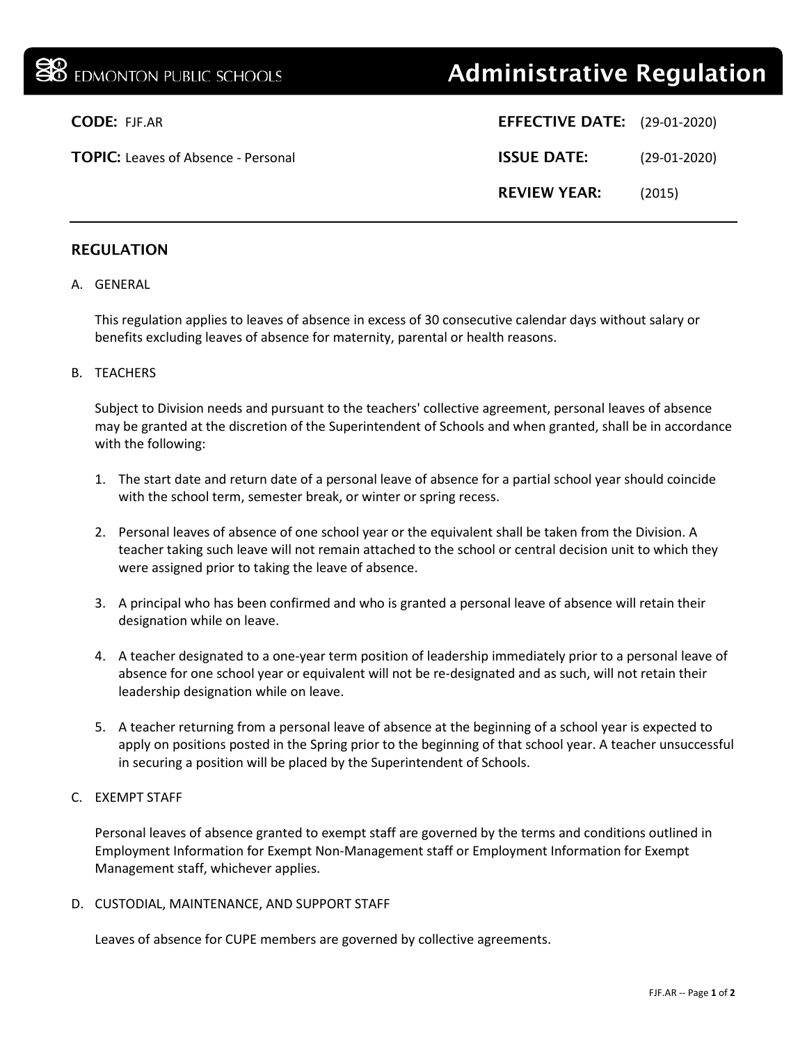EDMONTON PUBLIC SCHOOLS

# Administrative Regulation

**CODE:** FJF.AR

**TOPIC:** Leaves of Absence - Personal

**EFFECTIVE DATE:** (29-01-2020)

**ISSUE DATE:** (29-01-2020)

**REVIEW YEAR:** (2015)

## REGULATION

A. GENERAL

This regulation applies to leaves of absence in excess of 30 consecutive calendar days without salary or benefits excluding leaves of absence for maternity, parental or health reasons.

B. TEACHERS

Subject to Division needs and pursuant to the teachers' collective agreement, personal leaves of absence may be granted at the discretion of the Superintendent of Schools and when granted, shall be in accordance with the following:

1. The start date and return date of a personal leave of absence for a partial school year should coincide with the school term, semester break, or winter or spring recess.
2. Personal leaves of absence of one school year or the equivalent shall be taken from the Division. A teacher taking such leave will not remain attached to the school or central decision unit to which they were assigned prior to taking the leave of absence.
3. A principal who has been confirmed and who is granted a personal leave of absence will retain their designation while on leave.
4. A teacher designated to a one-year term position of leadership immediately prior to a personal leave of absence for one school year or equivalent will not be re-designated and as such, will not retain their leadership designation while on leave.
5. A teacher returning from a personal leave of absence at the beginning of a school year is expected to apply on positions posted in the Spring prior to the beginning of that school year. A teacher unsuccessful in securing a position will be placed by the Superintendent of Schools.

C. EXEMPT STAFF

Personal leaves of absence granted to exempt staff are governed by the terms and conditions outlined in Employment Information for Exempt Non-Management staff or Employment Information for Exempt Management staff, whichever applies.

D. CUSTODIAL, MAINTENANCE, AND SUPPORT STAFF

Leaves of absence for CUPE members are governed by collective agreements.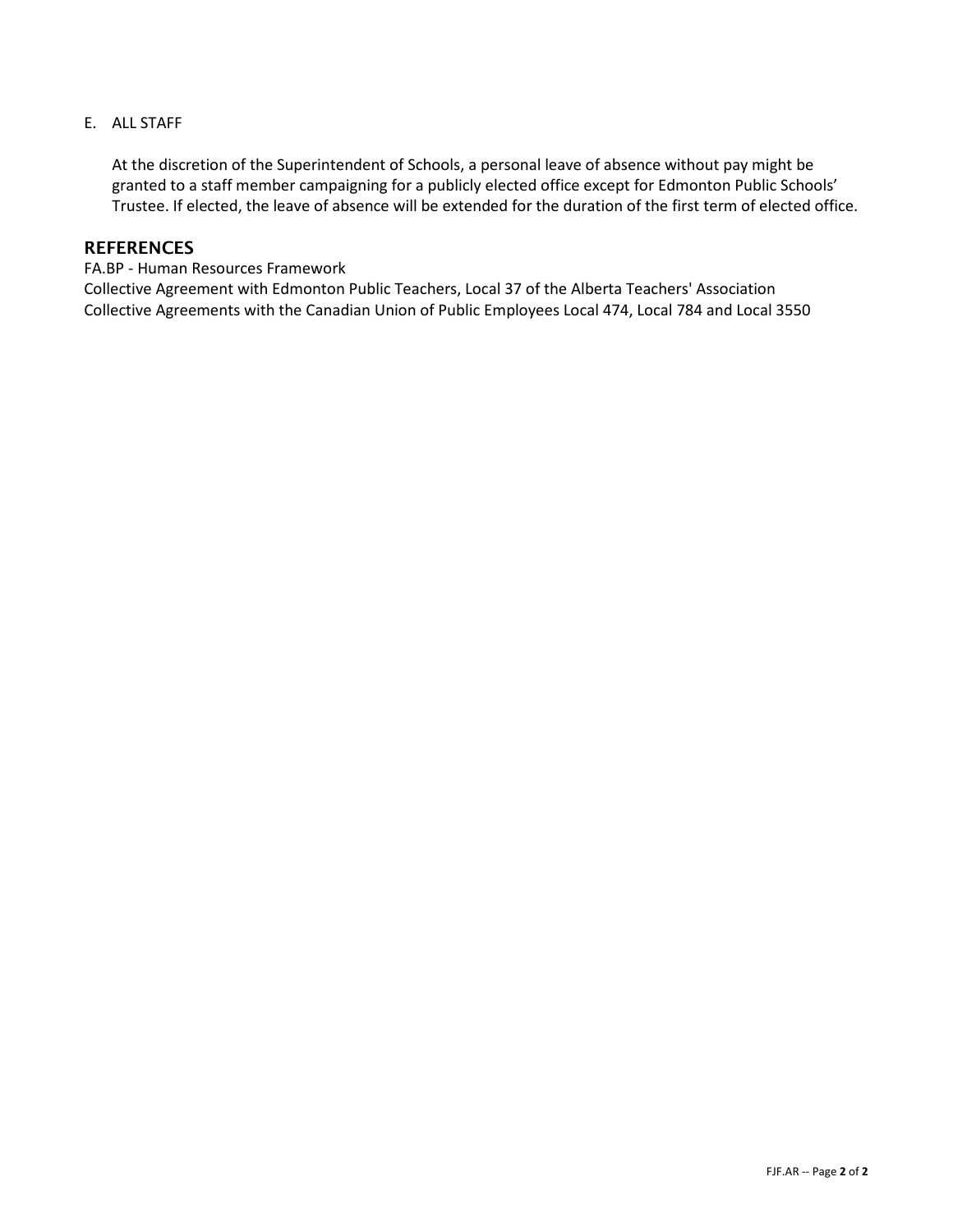E. ALL STAFF

At the discretion of the Superintendent of Schools, a personal leave of absence without pay might be granted to a staff member campaigning for a publicly elected office except for Edmonton Public Schools' Trustee. If elected, the leave of absence will be extended for the duration of the first term of elected office.

## REFERENCES

FA.BP - Human Resources Framework
Collective Agreement with Edmonton Public Teachers, Local 37 of the Alberta Teachers' Association
Collective Agreements with the Canadian Union of Public Employees Local 474, Local 784 and Local 3550